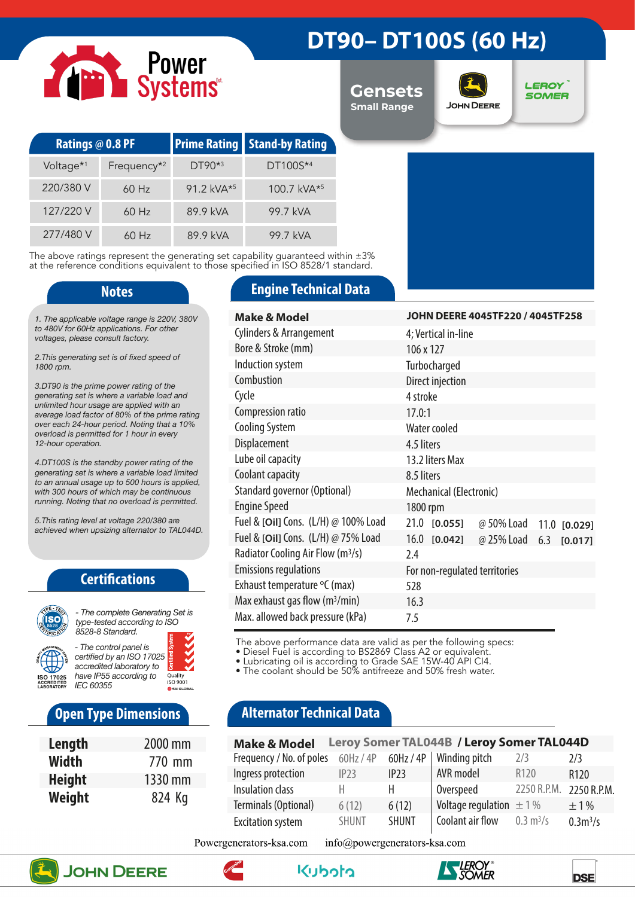# DT90– DT100S (60 Hz)

Power Systems

**Gensets**
Small Range

JOHN DEERE | LEROY SOMER

| Ratings @ 0.8 PF | | Prime Rating | Stand-by Rating |
|---|---|---|---|
| Voltage*1 | Frequency*2 | DT90*3 | DT100S*4 |
| 220/380 V | 60 Hz | 91.2 kVA*5 | 100.7 kVA*5 |
| 127/220 V | 60 Hz | 89.9 kVA | 99.7 kVA |
| 277/480 V | 60 Hz | 89.9 kVA | 99.7 kVA |

The above ratings represent the generating set capability guaranteed within ±3% at the reference conditions equivalent to those specified in ISO 8528/1 standard.

## Notes

*1. The applicable voltage range is 220V, 380V to 480V for 60Hz applications. For other voltages, please consult factory.*

*2.This generating set is of fixed speed of 1800 rpm.*

*3.DT90 is the prime power rating of the generating set is where a variable load and unlimited hour usage are applied with an average load factor of 80% of the prime rating over each 24-hour period. Noting that a 10% overload is permitted for 1 hour in every 12-hour operation.*

*4.DT100S is the standby power rating of the generating set is where a variable load limited to an annual usage up to 500 hours is applied, with 300 hours of which may be continuous running. Noting that no overload is permitted.*

*5.This rating level at voltage 220/380 are achieved when upsizing alternator to TAL044D.*

## Engine Technical Data

| **Make & Model** | **JOHN DEERE 4045TF220 / 4045TF258** | | | |
|---|---|---|---|---|
| Cylinders & Arrangement | 4; Vertical in-line | | | |
| Bore & Stroke (mm) | 106 x 127 | | | |
| Induction system | Turbocharged | | | |
| Combustion | Direct injection | | | |
| Cycle | 4 stroke | | | |
| Compression ratio | 17.0:1 | | | |
| Cooling System | Water cooled | | | |
| Displacement | 4.5 liters | | | |
| Lube oil capacity | 13.2 liters Max | | | |
| Coolant capacity | 8.5 liters | | | |
| Standard governor (Optional) | Mechanical (Electronic) | | | |
| Engine Speed | 1800 rpm | | | |
| Fuel & [Oil] Cons. (L/H) @ 100% Load | 21.0 [0.055] | @ 50% Load | 11.0 | [0.029] |
| Fuel & [Oil] Cons. (L/H) @ 75% Load | 16.0 [0.042] | @ 25% Load | 6.3 | [0.017] |
| Radiator Cooling Air Flow ($m^3/s$) | 2.4 | | | |
| Emissions regulations | For non-regulated territories | | | |
| Exhaust temperature °C (max) | 528 | | | |
| Max exhaust gas flow ($m^3/min$) | 16.3 | | | |
| Max. allowed back pressure (kPa) | 7.5 | | | |

The above performance data are valid as per the following specs:
- Diesel Fuel is according to BS2869 Class A2 or equivalent.
- Lubricating oil is according to Grade SAE 15W-40 API CI4.
- The coolant should be 50% antifreeze and 50% fresh water.

## Certifications

- *The complete Generating Set is type-tested according to ISO 8528-8 Standard.*
- *The control panel is certified by an ISO 17025 accredited laboratory to have IP55 according to IEC 60355*

ISO 17025 ACCREDITED LABORATORY | Certified System Quality ISO 9001 SAI GLOBAL

## Open Type Dimensions

| | |
|---|---|
| **Length** | 2000 mm |
| **Width** | 770 mm |
| **Height** | 1330 mm |
| **Weight** | 824 Kg |

## Alternator Technical Data

| **Make & Model** | **Leroy Somer TAL044B** | **/ Leroy Somer TAL044D** | | | |
|---|---|---|---|---|---|
| Frequency / No. of poles | 60Hz / 4P | 60Hz / 4P | Winding pitch | 2/3 | 2/3 |
| Ingress protection | IP23 | IP23 | AVR model | R120 | R120 |
| Insulation class | H | H | Overspeed | 2250 R.P.M. | 2250 R.P.M. |
| Terminals (Optional) | 6 (12) | 6 (12) | Voltage regulation | ± 1 % | ± 1 % |
| Excitation system | SHUNT | SHUNT | Coolant air flow | 0.3 $m^3/s$ | 0.3$m^3/s$ |

Powergenerators-ksa.com info@powergenerators-ksa.com

JOHN DEERE | Cummins | Kubota | LEROY SOMER | DSE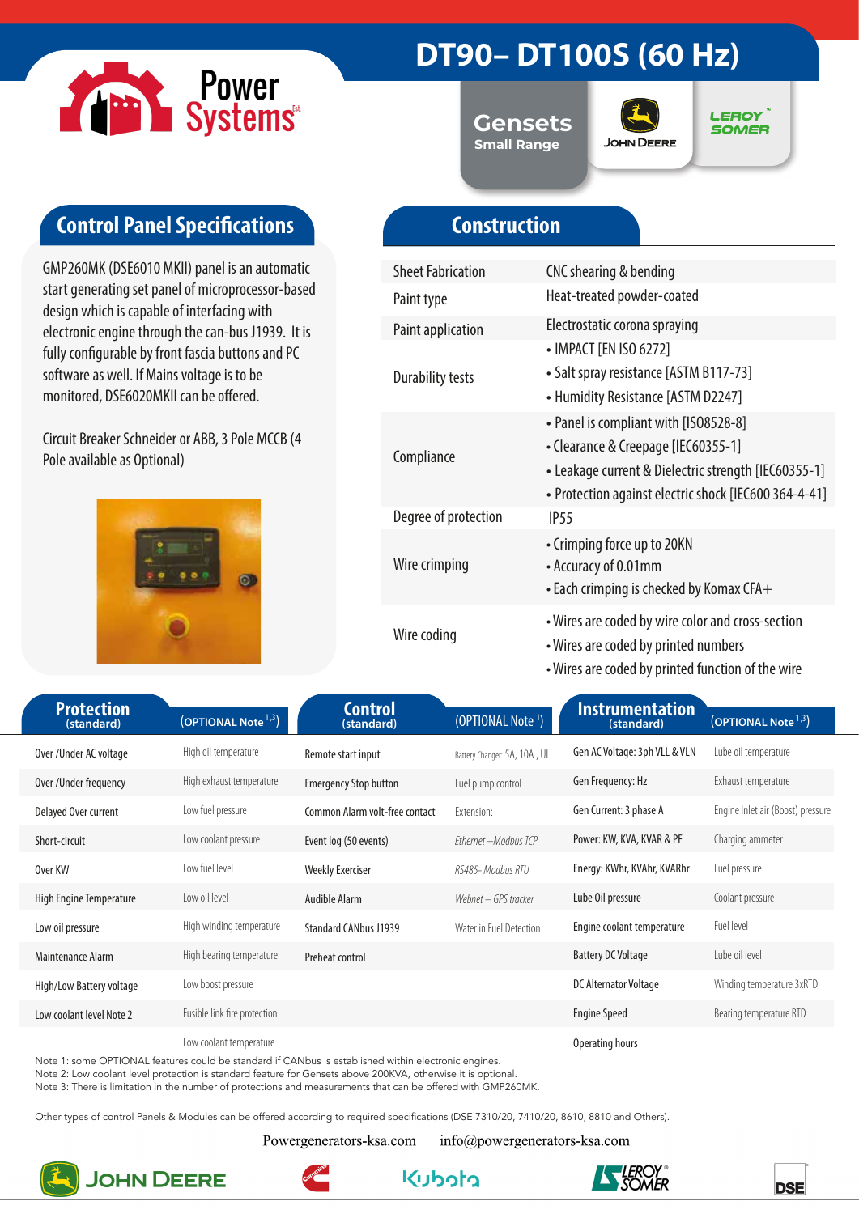# DT90– DT100S (60 Hz)

Power Systems

Gensets Small Range

JOHN DEERE

LEROY SOMER

## Control Panel Specifications

GMP260MK (DSE6010 MKII) panel is an automatic start generating set panel of microprocessor-based design which is capable of interfacing with electronic engine through the can-bus J1939. It is fully configurable by front fascia buttons and PC software as well. If Mains voltage is to be monitored, DSE6020MKII can be offered.

Circuit Breaker Schneider or ABB, 3 Pole MCCB (4 Pole available as Optional)

## Construction

| | |
|---|---|
| Sheet Fabrication | CNC shearing & bending |
| Paint type | Heat-treated powder-coated |
| Paint application | Electrostatic corona spraying |
| Durability tests | • IMPACT [EN ISO 6272]<br>• Salt spray resistance [ASTM B117-73]<br>• Humidity Resistance [ASTM D2247] |
| Compliance | • Panel is compliant with [IS08528-8]<br>• Clearance & Creepage [IEC60355-1]<br>• Leakage current & Dielectric strength [IEC60355-1]<br>• Protection against electric shock [IEC600 364-4-41] |
| Degree of protection | IP55 |
| Wire crimping | • Crimping force up to 20KN<br>• Accuracy of 0.01mm<br>• Each crimping is checked by Komax CFA+ |
| Wire coding | • Wires are coded by wire color and cross-section<br>• Wires are coded by printed numbers<br>• Wires are coded by printed function of the wire |

| Protection (standard) | (OPTIONAL Note 1,3) | Control (standard) | (OPTIONAL Note 1) | Instrumentation (standard) | (OPTIONAL Note 1,3) |
|---|---|---|---|---|---|
| Over /Under AC voltage | High oil temperature | Remote start input | Battery Changer: 5A, 10A , UL | Gen AC Voltage: 3ph VLL & VLN | Lube oil temperature |
| Over /Under frequency | High exhaust temperature | Emergency Stop button | Fuel pump control | Gen Frequency: Hz | Exhaust temperature |
| Delayed Over current | Low fuel pressure | Common Alarm volt-free contact | Extension: | Gen Current: 3 phase A | Engine Inlet air (Boost) pressure |
| Short-circuit | Low coolant pressure | Event log (50 events) | *Ethernet –Modbus TCP* | Power: KW, KVA, KVAR & PF | Charging ammeter |
| Over KW | Low fuel level | Weekly Exerciser | *RS485- Modbus RTU* | Energy: KWhr, KVAhr, KVARhr | Fuel pressure |
| High Engine Temperature | Low oil level | Audible Alarm | *Webnet – GPS tracker* | Lube Oil pressure | Coolant pressure |
| Low oil pressure | High winding temperature | Standard CANbus J1939 | Water in Fuel Detection. | Engine coolant temperature | Fuel level |
| Maintenance Alarm | High bearing temperature | Preheat control | | Battery DC Voltage | Lube oil level |
| High/Low Battery voltage | Low boost pressure | | | DC Alternator Voltage | Winding temperature 3xRTD |
| Low coolant level Note 2 | Fusible link fire protection | | | Engine Speed | Bearing temperature RTD |
| | Low coolant temperature | | | Operating hours | |

Note 1: some OPTIONAL features could be standard if CANbus is established within electronic engines.
Note 2: Low coolant level protection is standard feature for Gensets above 200KVA, otherwise it is optional.
Note 3: There is limitation in the number of protections and measurements that can be offered with GMP260MK.

Other types of control Panels & Modules can be offered according to required specifications (DSE 7310/20, 7410/20, 8610, 8810 and Others).

Powergenerators-ksa.com info@powergenerators-ksa.com

JOHN DEERE · Cummins · Kubota · LEROY SOMER · DSE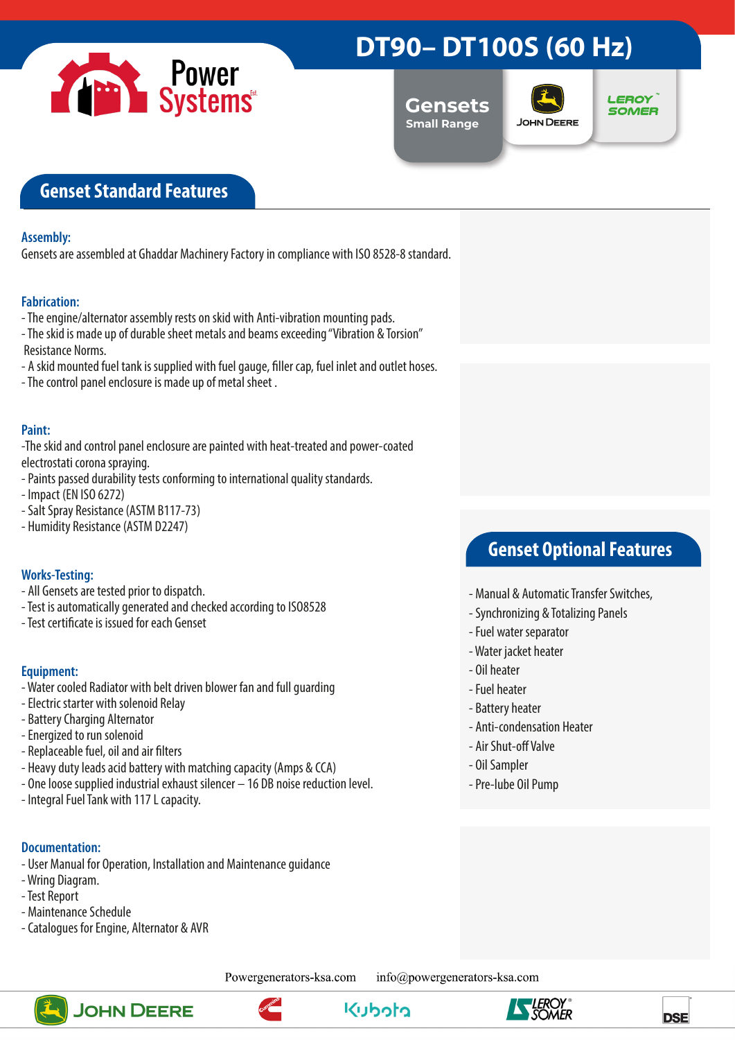# DT90– DT100S (60 Hz)

Power Systems

Gensets Small Range

## Genset Standard Features

**Assembly:**

Gensets are assembled at Ghaddar Machinery Factory in compliance with ISO 8528-8 standard.

**Fabrication:**

- The engine/alternator assembly rests on skid with Anti-vibration mounting pads.
- The skid is made up of durable sheet metals and beams exceeding "Vibration & Torsion" Resistance Norms.
- A skid mounted fuel tank is supplied with fuel gauge, filler cap, fuel inlet and outlet hoses.
- The control panel enclosure is made up of metal sheet .

**Paint:**

-The skid and control panel enclosure are painted with heat-treated and power-coated electrostati corona spraying.
- Paints passed durability tests conforming to international quality standards.
- Impact (EN ISO 6272)
- Salt Spray Resistance (ASTM B117-73)
- Humidity Resistance (ASTM D2247)

**Works-Testing:**

- All Gensets are tested prior to dispatch.
- Test is automatically generated and checked according to IS08528
- Test certificate is issued for each Genset

**Equipment:**

- Water cooled Radiator with belt driven blower fan and full guarding
- Electric starter with solenoid Relay
- Battery Charging Alternator
- Energized to run solenoid
- Replaceable fuel, oil and air filters
- Heavy duty leads acid battery with matching capacity (Amps & CCA)
- One loose supplied industrial exhaust silencer – 16 DB noise reduction level.
- Integral Fuel Tank with 117 L capacity.

**Documentation:**

- User Manual for Operation, Installation and Maintenance guidance
- Wring Diagram.
- Test Report
- Maintenance Schedule
- Catalogues for Engine, Alternator & AVR

## Genset Optional Features

- Manual & Automatic Transfer Switches,
- Synchronizing & Totalizing Panels
- Fuel water separator
- Water jacket heater
- Oil heater
- Fuel heater
- Battery heater
- Anti-condensation Heater
- Air Shut-off Valve
- Oil Sampler
- Pre-lube Oil Pump

Powergenerators-ksa.com info@powergenerators-ksa.com